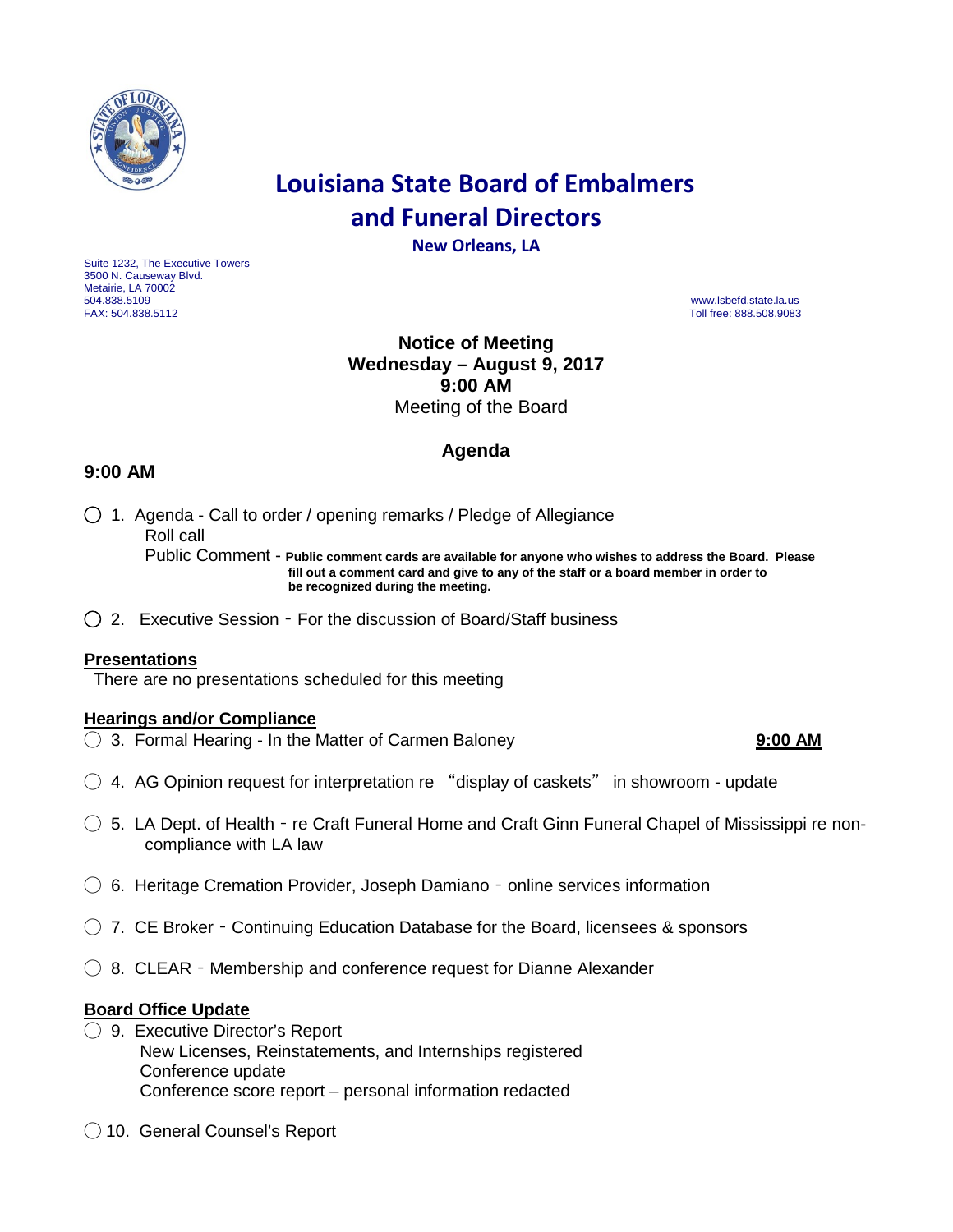# Louisiana State Board of Embalmers and Funeral Directors

**New Orleans, LA**

Suite 1232, The Executive Towers
3500 N. Causeway Blvd.
Metairie, LA 70002
504.838.5109
FAX: 504.838.5112

www.lsbefd.state.la.us
Toll free: 888.508.9083

**Notice of Meeting**
**Wednesday – August 9, 2017**
**9:00 AM**
Meeting of the Board

## Agenda

### 9:00 AM

◯ 1. Agenda - Call to order / opening remarks / Pledge of Allegiance
Roll call
Public Comment - **Public comment cards are available for anyone who wishes to address the Board. Please fill out a comment card and give to any of the staff or a board member in order to be recognized during the meeting.**

◯ 2. Executive Session – For the discussion of Board/Staff business

**Presentations**

There are no presentations scheduled for this meeting

**Hearings and/or Compliance**

◯ 3. Formal Hearing - In the Matter of Carmen Baloney **9:00 AM**

◯ 4. AG Opinion request for interpretation re "display of caskets" in showroom - update

◯ 5. LA Dept. of Health – re Craft Funeral Home and Craft Ginn Funeral Chapel of Mississippi re non-compliance with LA law

◯ 6. Heritage Cremation Provider, Joseph Damiano – online services information

◯ 7. CE Broker – Continuing Education Database for the Board, licensees & sponsors

◯ 8. CLEAR – Membership and conference request for Dianne Alexander

**Board Office Update**

◯ 9. Executive Director's Report
New Licenses, Reinstatements, and Internships registered
Conference update
Conference score report – personal information redacted

◯ 10. General Counsel's Report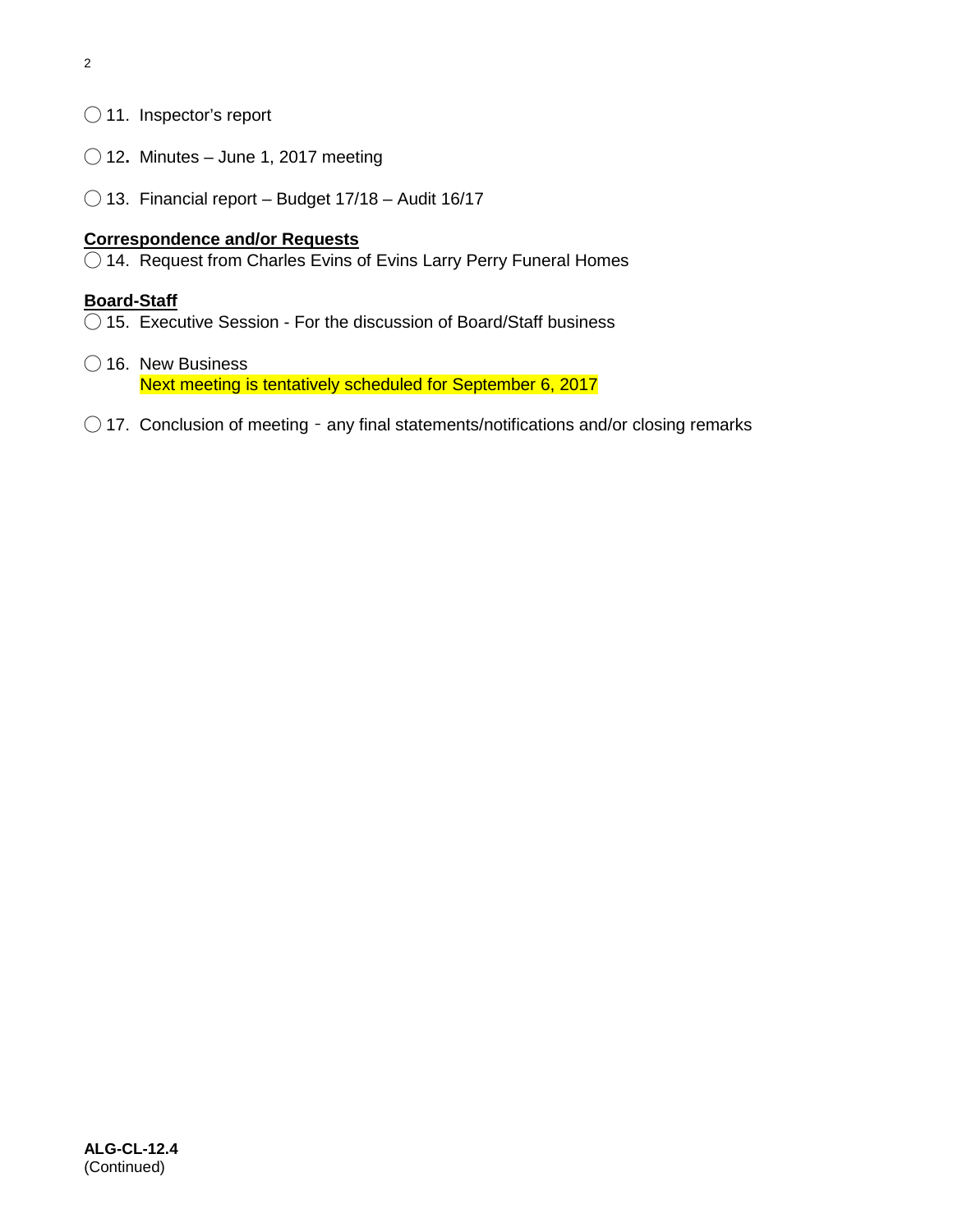◯ 11. Inspector's report

◯ 12. Minutes – June 1, 2017 meeting

◯ 13. Financial report – Budget 17/18 – Audit 16/17

**Correspondence and/or Requests**

◯ 14. Request from Charles Evins of Evins Larry Perry Funeral Homes

**Board-Staff**

◯ 15. Executive Session - For the discussion of Board/Staff business

◯ 16. New Business
Next meeting is tentatively scheduled for September 6, 2017

◯ 17. Conclusion of meeting ‐ any final statements/notifications and/or closing remarks

**ALG-CL-12.4**
(Continued)